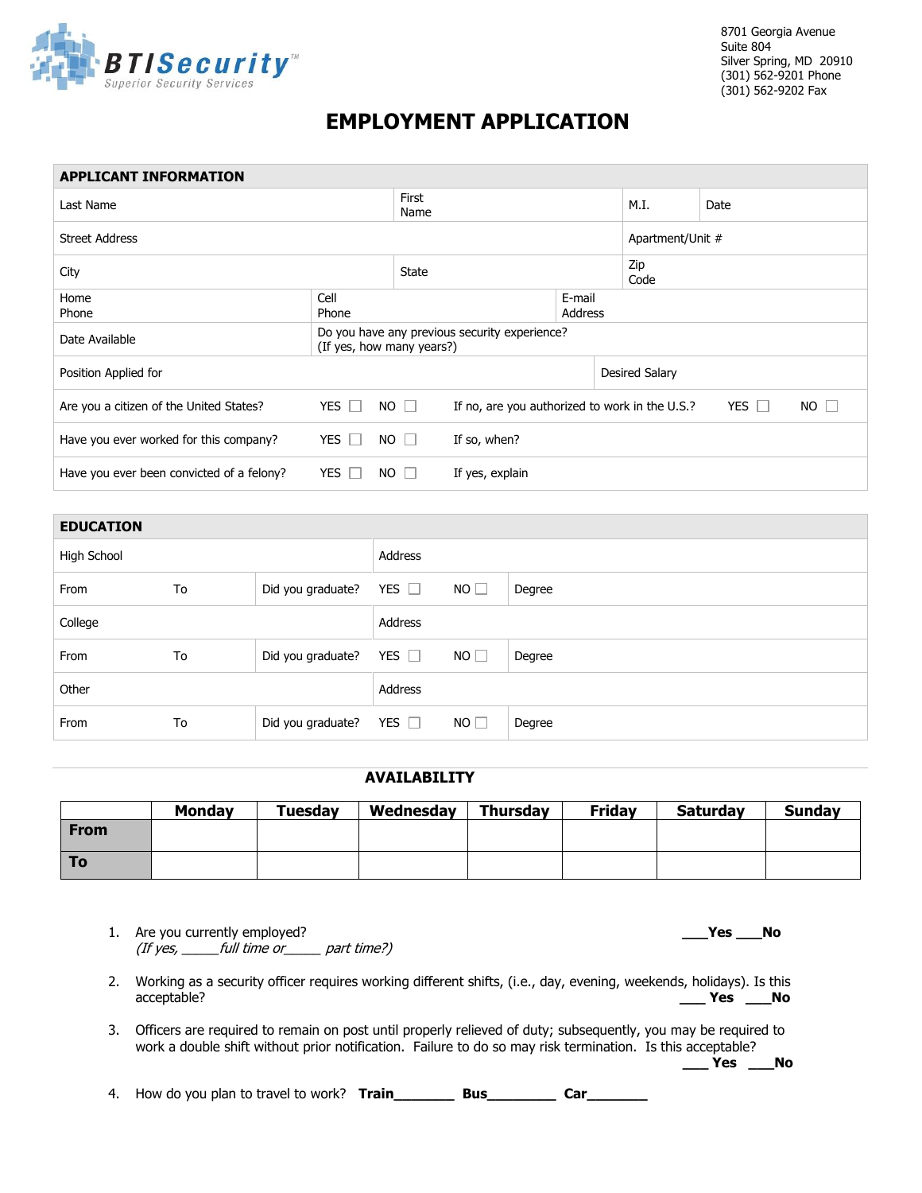BTISecurity™
Superior Security Services

8701 Georgia Avenue
Suite 804
Silver Spring, MD 20910
(301) 562-9201 Phone
(301) 562-9202 Fax

# EMPLOYMENT APPLICATION

## APPLICANT INFORMATION

| | | | |
|---|---|---|---|
| Last Name | First Name | M.I. | Date |
| Street Address | | Apartment/Unit # | |
| City | State | Zip Code | |
| Home Phone | Cell Phone | E-mail Address | |
| Date Available | Do you have any previous security experience? (If yes, how many years?) | | |
| Position Applied for | | Desired Salary | |
| Are you a citizen of the United States? | YES ☐ NO ☐ | If no, are you authorized to work in the U.S.? | YES ☐ NO ☐ |
| Have you ever worked for this company? | YES ☐ NO ☐ | If so, when? | |
| Have you ever been convicted of a felony? | YES ☐ NO ☐ | If yes, explain | |

## EDUCATION

| | | | | |
|---|---|---|---|---|
| High School | | Address | | |
| From | To | Did you graduate? | YES ☐ NO ☐ | Degree |
| College | | Address | | |
| From | To | Did you graduate? | YES ☐ NO ☐ | Degree |
| Other | | Address | | |
| From | To | Did you graduate? | YES ☐ NO ☐ | Degree |

## AVAILABILITY

| | Monday | Tuesday | Wednesday | Thursday | Friday | Saturday | Sunday |
|---|---|---|---|---|---|---|---|
| **From** | | | | | | | |
| **To** | | | | | | | |

1. Are you currently employed? **\_\_\_Yes \_\_\_No**
   *(If yes, \_\_\_\_\_full time or\_\_\_\_\_ part time?)*

2. Working as a security officer requires working different shifts, (i.e., day, evening, weekends, holidays). Is this acceptable? **\_\_\_ Yes \_\_\_No**

3. Officers are required to remain on post until properly relieved of duty; subsequently, you may be required to work a double shift without prior notification. Failure to do so may risk termination. Is this acceptable? **\_\_\_ Yes \_\_\_No**

4. How do you plan to travel to work? **Train**\_\_\_\_\_\_\_\_ **Bus**\_\_\_\_\_\_\_\_\_ **Car**\_\_\_\_\_\_\_\_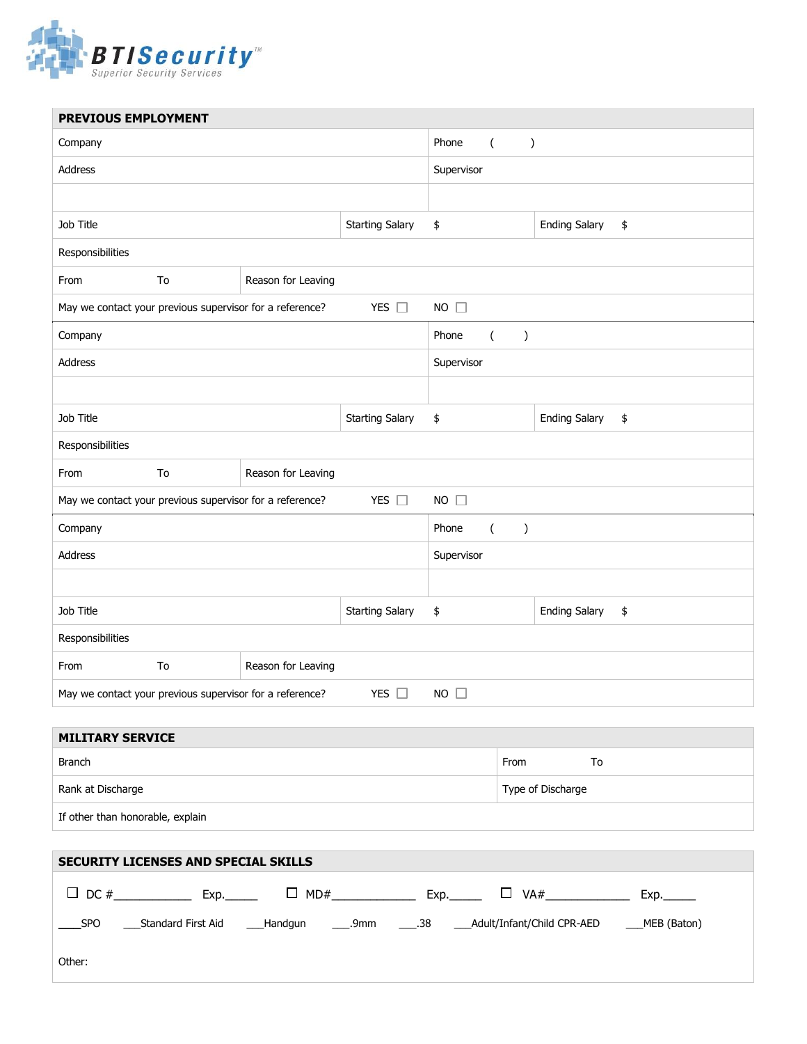**BTISecurity™**
*Superior Security Services*

## PREVIOUS EMPLOYMENT

| Company | | | Phone ( ) |
|---|---|---|---|
| Address | | | Supervisor |
| | | | |
| Job Title | Starting Salary $ | | Ending Salary $ |
| Responsibilities | | | |
| From To | Reason for Leaving | | |
| May we contact your previous supervisor for a reference? YES ☐ | | | NO ☐ |
| Company | | | Phone ( ) |
| Address | | | Supervisor |
| | | | |
| Job Title | Starting Salary $ | | Ending Salary $ |
| Responsibilities | | | |
| From To | Reason for Leaving | | |
| May we contact your previous supervisor for a reference? YES ☐ | | | NO ☐ |
| Company | | | Phone ( ) |
| Address | | | Supervisor |
| | | | |
| Job Title | Starting Salary $ | | Ending Salary $ |
| Responsibilities | | | |
| From To | Reason for Leaving | | |
| May we contact your previous supervisor for a reference? YES ☐ | | | NO ☐ |

## MILITARY SERVICE

| Branch | From To |
|---|---|
| Rank at Discharge | Type of Discharge |
| If other than honorable, explain | |

## SECURITY LICENSES AND SPECIAL SKILLS

☐ DC #____________ Exp._____ ☐ MD#_____________ Exp._____ ☐ VA#_____________ Exp._____

___SPO ___Standard First Aid ___Handgun ___.9mm ___.38 ___Adult/Infant/Child CPR-AED ___MEB (Baton)

Other: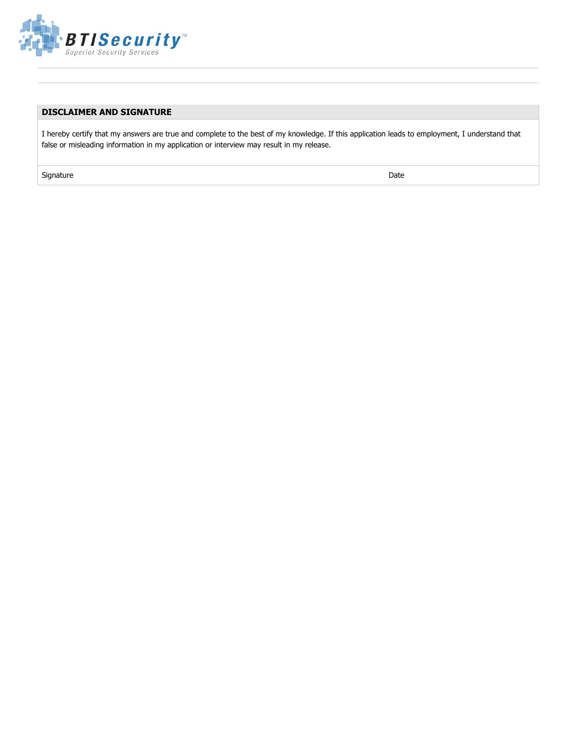BTISecurity™
Superior Security Services

## DISCLAIMER AND SIGNATURE

I hereby certify that my answers are true and complete to the best of my knowledge. If this application leads to employment, I understand that false or misleading information in my application or interview may result in my release.

| | |
|---|---|
| Signature | Date |